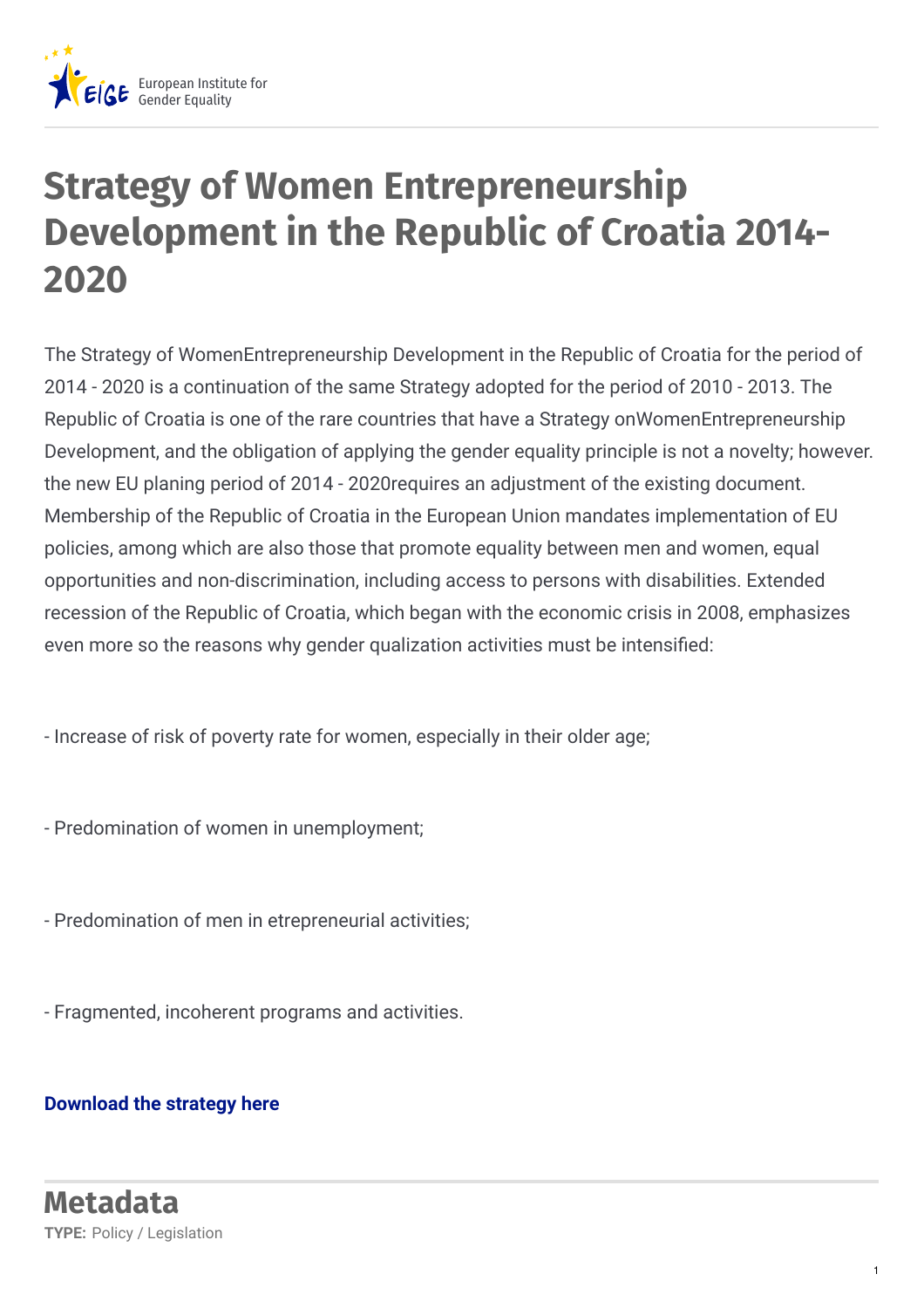# Strategy of Women Entrepreneurship Development in the Republic of Croatia 2014-2020

The Strategy of WomenEntrepreneurship Development in the Republic of Croatia for the period of 2014 - 2020 is a continuation of the same Strategy adopted for the period of 2010 - 2013. The Republic of Croatia is one of the rare countries that have a Strategy onWomenEntrepreneurship Development, and the obligation of applying the gender equality principle is not a novelty; however. the new EU planing period of 2014 - 2020requires an adjustment of the existing document. Membership of the Republic of Croatia in the European Union mandates implementation of EU policies, among which are also those that promote equality between men and women, equal opportunities and non-discrimination, including access to persons with disabilities. Extended recession of the Republic of Croatia, which began with the economic crisis in 2008, emphasizes even more so the reasons why gender qualization activities must be intensified:

- Increase of risk of poverty rate for women, especially in their older age;

- Predomination of women in unemployment;

- Predomination of men in etrepreneurial activities;

- Fragmented, incoherent programs and activities.

**Download the strategy here**

## Metadata

**TYPE:** Policy / Legislation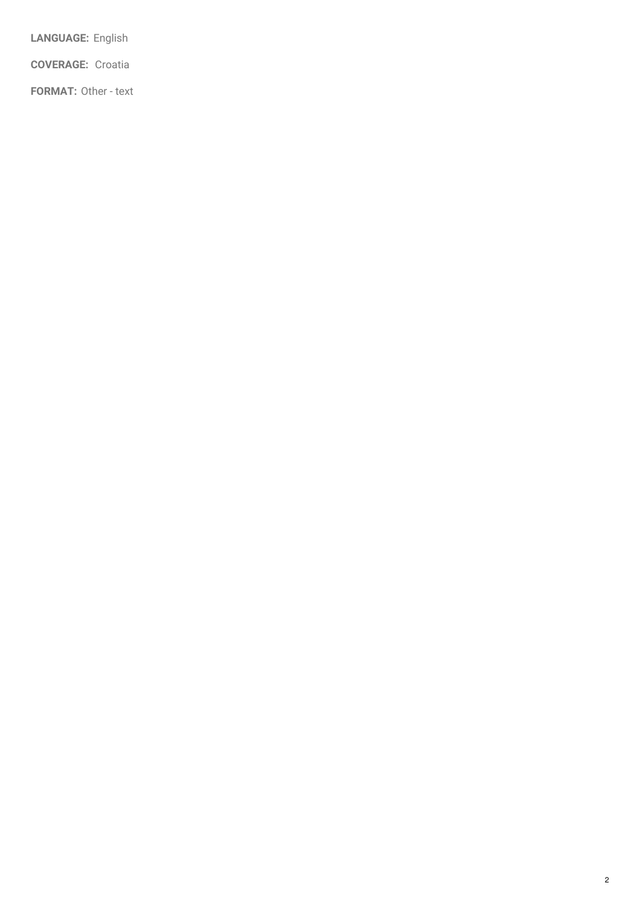**LANGUAGE:** English

**COVERAGE:** Croatia

**FORMAT:** Other - text